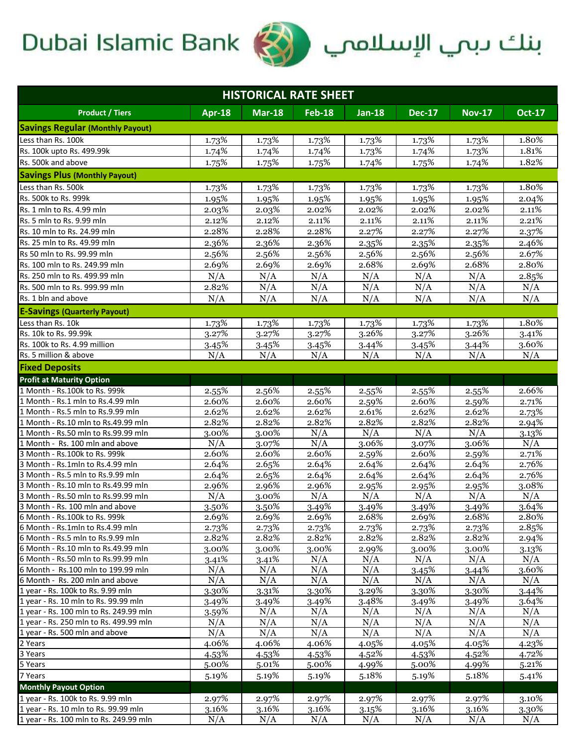Dubai Islamic Bank بنك دبي الإسلامي

| HISTORICAL RATE SHEET | | | | | | | |
|---|---|---|---|---|---|---|---|
| **Product / Tiers** | **Apr-18** | **Mar-18** | **Feb-18** | **Jan-18** | **Dec-17** | **Nov-17** | **Oct-17** |
| **Savings Regular (Monthly Payout)** | | | | | | | |
| Less than Rs. 100k | 1.73% | 1.73% | 1.73% | 1.73% | 1.73% | 1.73% | 1.80% |
| Rs. 100k upto Rs. 499.99k | 1.74% | 1.74% | 1.74% | 1.73% | 1.74% | 1.73% | 1.81% |
| Rs. 500k and above | 1.75% | 1.75% | 1.75% | 1.74% | 1.75% | 1.74% | 1.82% |
| **Savings Plus (Monthly Payout)** | | | | | | | |
| Less than Rs. 500k | 1.73% | 1.73% | 1.73% | 1.73% | 1.73% | 1.73% | 1.80% |
| Rs. 500k to Rs. 999k | 1.95% | 1.95% | 1.95% | 1.95% | 1.95% | 1.95% | 2.04% |
| Rs. 1 mln to Rs. 4.99 mln | 2.03% | 2.03% | 2.02% | 2.02% | 2.02% | 2.02% | 2.11% |
| Rs. 5 mln to Rs. 9.99 mln | 2.12% | 2.12% | 2.11% | 2.11% | 2.11% | 2.11% | 2.21% |
| Rs. 10 mln to Rs. 24.99 mln | 2.28% | 2.28% | 2.28% | 2.27% | 2.27% | 2.27% | 2.37% |
| Rs. 25 mln to Rs. 49.99 mln | 2.36% | 2.36% | 2.36% | 2.35% | 2.35% | 2.35% | 2.46% |
| Rs 50 mln to Rs. 99.99 mln | 2.56% | 2.56% | 2.56% | 2.56% | 2.56% | 2.56% | 2.67% |
| Rs. 100 mln to Rs. 249.99 mln | 2.69% | 2.69% | 2.69% | 2.68% | 2.69% | 2.68% | 2.80% |
| Rs. 250 mln to Rs. 499.99 mln | N/A | N/A | N/A | N/A | N/A | N/A | 2.85% |
| Rs. 500 mln to Rs. 999.99 mln | 2.82% | N/A | N/A | N/A | N/A | N/A | N/A |
| Rs. 1 bln and above | N/A | N/A | N/A | N/A | N/A | N/A | N/A |
| **E-Savings (Quarterly Payout)** | | | | | | | |
| Less than Rs. 10k | 1.73% | 1.73% | 1.73% | 1.73% | 1.73% | 1.73% | 1.80% |
| Rs. 10k to Rs. 99.99k | 3.27% | 3.27% | 3.27% | 3.26% | 3.27% | 3.26% | 3.41% |
| Rs. 100k to Rs. 4.99 million | 3.45% | 3.45% | 3.45% | 3.44% | 3.45% | 3.44% | 3.60% |
| Rs. 5 million & above | N/A | N/A | N/A | N/A | N/A | N/A | N/A |
| **Fixed Deposits** | | | | | | | |
| **Profit at Maturity Option** | | | | | | | |
| 1 Month - Rs.100k to Rs. 999k | 2.55% | 2.56% | 2.55% | 2.55% | 2.55% | 2.55% | 2.66% |
| 1 Month - Rs.1 mln to Rs.4.99 mln | 2.60% | 2.60% | 2.60% | 2.59% | 2.60% | 2.59% | 2.71% |
| 1 Month - Rs.5 mln to Rs.9.99 mln | 2.62% | 2.62% | 2.62% | 2.61% | 2.62% | 2.62% | 2.73% |
| 1 Month - Rs.10 mln to Rs.49.99 mln | 2.82% | 2.82% | 2.82% | 2.82% | 2.82% | 2.82% | 2.94% |
| 1 Month - Rs.50 mln to Rs.99.99 mln | 3.00% | 3.00% | N/A | N/A | N/A | N/A | 3.13% |
| 1 Month - Rs. 100 mln and above | N/A | 3.07% | N/A | 3.06% | 3.07% | 3.06% | N/A |
| 3 Month - Rs.100k to Rs. 999k | 2.60% | 2.60% | 2.60% | 2.59% | 2.60% | 2.59% | 2.71% |
| 3 Month - Rs.1mln to Rs.4.99 mln | 2.64% | 2.65% | 2.64% | 2.64% | 2.64% | 2.64% | 2.76% |
| 3 Month - Rs.5 mln to Rs.9.99 mln | 2.64% | 2.65% | 2.64% | 2.64% | 2.64% | 2.64% | 2.76% |
| 3 Month - Rs.10 mln to Rs.49.99 mln | 2.96% | 2.96% | 2.96% | 2.95% | 2.95% | 2.95% | 3.08% |
| 3 Month - Rs.50 mln to Rs.99.99 mln | N/A | 3.00% | N/A | N/A | N/A | N/A | N/A |
| 3 Month - Rs. 100 mln and above | 3.50% | 3.50% | 3.49% | 3.49% | 3.49% | 3.49% | 3.64% |
| 6 Month - Rs.100k to Rs. 999k | 2.69% | 2.69% | 2.69% | 2.68% | 2.69% | 2.68% | 2.80% |
| 6 Month - Rs.1mln to Rs.4.99 mln | 2.73% | 2.73% | 2.73% | 2.73% | 2.73% | 2.73% | 2.85% |
| 6 Month - Rs.5 mln to Rs.9.99 mln | 2.82% | 2.82% | 2.82% | 2.82% | 2.82% | 2.82% | 2.94% |
| 6 Month - Rs.10 mln to Rs.49.99 mln | 3.00% | 3.00% | 3.00% | 2.99% | 3.00% | 3.00% | 3.13% |
| 6 Month - Rs.50 mln to Rs.99.99 mln | 3.41% | 3.41% | N/A | N/A | N/A | N/A | N/A |
| 6 Month - Rs.100 mln to 199.99 mln | N/A | N/A | N/A | N/A | 3.45% | 3.44% | 3.60% |
| 6 Month - Rs. 200 mln and above | N/A | N/A | N/A | N/A | N/A | N/A | N/A |
| 1 year - Rs. 100k to Rs. 9.99 mln | 3.30% | 3.31% | 3.30% | 3.29% | 3.30% | 3.30% | 3.44% |
| 1 year - Rs. 10 mln to Rs. 99.99 mln | 3.49% | 3.49% | 3.49% | 3.48% | 3.49% | 3.49% | 3.64% |
| 1 year - Rs. 100 mln to Rs. 249.99 mln | 3.59% | N/A | N/A | N/A | N/A | N/A | N/A |
| 1 year - Rs. 250 mln to Rs. 499.99 mln | N/A | N/A | N/A | N/A | N/A | N/A | N/A |
| 1 year - Rs. 500 mln and above | N/A | N/A | N/A | N/A | N/A | N/A | N/A |
| 2 Years | 4.06% | 4.06% | 4.06% | 4.05% | 4.05% | 4.05% | 4.23% |
| 3 Years | 4.53% | 4.53% | 4.53% | 4.52% | 4.53% | 4.52% | 4.72% |
| 5 Years | 5.00% | 5.01% | 5.00% | 4.99% | 5.00% | 4.99% | 5.21% |
| 7 Years | 5.19% | 5.19% | 5.19% | 5.18% | 5.19% | 5.18% | 5.41% |
| **Monthly Payout Option** | | | | | | | |
| 1 year - Rs. 100k to Rs. 9.99 mln | 2.97% | 2.97% | 2.97% | 2.97% | 2.97% | 2.97% | 3.10% |
| 1 year - Rs. 10 mln to Rs. 99.99 mln | 3.16% | 3.16% | 3.16% | 3.15% | 3.16% | 3.16% | 3.30% |
| 1 year - Rs. 100 mln to Rs. 249.99 mln | N/A | N/A | N/A | N/A | N/A | N/A | N/A |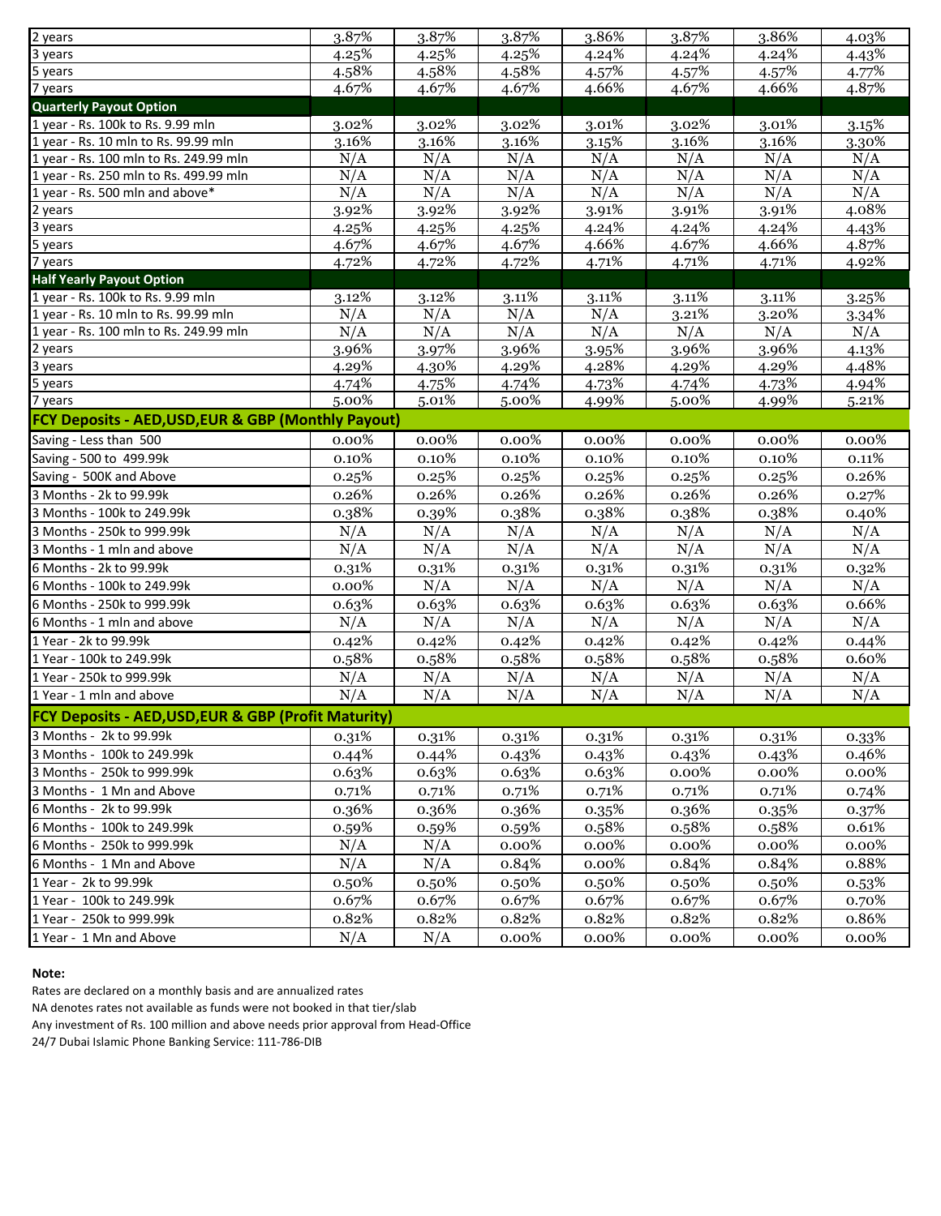|  |  |  |  |  |  |  |  |
|---|---|---|---|---|---|---|---|
| 2 years | 3.87% | 3.87% | 3.87% | 3.86% | 3.87% | 3.86% | 4.03% |
| 3 years | 4.25% | 4.25% | 4.25% | 4.24% | 4.24% | 4.24% | 4.43% |
| 5 years | 4.58% | 4.58% | 4.58% | 4.57% | 4.57% | 4.57% | 4.77% |
| 7 years | 4.67% | 4.67% | 4.67% | 4.66% | 4.67% | 4.66% | 4.87% |
| **Quarterly Payout Option** |  |  |  |  |  |  |  |
| 1 year - Rs. 100k to Rs. 9.99 mln | 3.02% | 3.02% | 3.02% | 3.01% | 3.02% | 3.01% | 3.15% |
| 1 year - Rs. 10 mln to Rs. 99.99 mln | 3.16% | 3.16% | 3.16% | 3.15% | 3.16% | 3.16% | 3.30% |
| 1 year - Rs. 100 mln to Rs. 249.99 mln | N/A | N/A | N/A | N/A | N/A | N/A | N/A |
| 1 year - Rs. 250 mln to Rs. 499.99 mln | N/A | N/A | N/A | N/A | N/A | N/A | N/A |
| 1 year - Rs. 500 mln and above* | N/A | N/A | N/A | N/A | N/A | N/A | N/A |
| 2 years | 3.92% | 3.92% | 3.92% | 3.91% | 3.91% | 3.91% | 4.08% |
| 3 years | 4.25% | 4.25% | 4.25% | 4.24% | 4.24% | 4.24% | 4.43% |
| 5 years | 4.67% | 4.67% | 4.67% | 4.66% | 4.67% | 4.66% | 4.87% |
| 7 years | 4.72% | 4.72% | 4.72% | 4.71% | 4.71% | 4.71% | 4.92% |
| **Half Yearly Payout Option** |  |  |  |  |  |  |  |
| 1 year - Rs. 100k to Rs. 9.99 mln | 3.12% | 3.12% | 3.11% | 3.11% | 3.11% | 3.11% | 3.25% |
| 1 year - Rs. 10 mln to Rs. 99.99 mln | N/A | N/A | N/A | N/A | 3.21% | 3.20% | 3.34% |
| 1 year - Rs. 100 mln to Rs. 249.99 mln | N/A | N/A | N/A | N/A | N/A | N/A | N/A |
| 2 years | 3.96% | 3.97% | 3.96% | 3.95% | 3.96% | 3.96% | 4.13% |
| 3 years | 4.29% | 4.30% | 4.29% | 4.28% | 4.29% | 4.29% | 4.48% |
| 5 years | 4.74% | 4.75% | 4.74% | 4.73% | 4.74% | 4.73% | 4.94% |
| 7 years | 5.00% | 5.01% | 5.00% | 4.99% | 5.00% | 4.99% | 5.21% |
| **FCY Deposits - AED,USD,EUR & GBP (Monthly Payout)** |  |  |  |  |  |  |  |
| Saving - Less than 500 | 0.00% | 0.00% | 0.00% | 0.00% | 0.00% | 0.00% | 0.00% |
| Saving - 500 to 499.99k | 0.10% | 0.10% | 0.10% | 0.10% | 0.10% | 0.10% | 0.11% |
| Saving - 500K and Above | 0.25% | 0.25% | 0.25% | 0.25% | 0.25% | 0.25% | 0.26% |
| 3 Months - 2k to 99.99k | 0.26% | 0.26% | 0.26% | 0.26% | 0.26% | 0.26% | 0.27% |
| 3 Months - 100k to 249.99k | 0.38% | 0.39% | 0.38% | 0.38% | 0.38% | 0.38% | 0.40% |
| 3 Months - 250k to 999.99k | N/A | N/A | N/A | N/A | N/A | N/A | N/A |
| 3 Months - 1 mln and above | N/A | N/A | N/A | N/A | N/A | N/A | N/A |
| 6 Months - 2k to 99.99k | 0.31% | 0.31% | 0.31% | 0.31% | 0.31% | 0.31% | 0.32% |
| 6 Months - 100k to 249.99k | 0.00% | N/A | N/A | N/A | N/A | N/A | N/A |
| 6 Months - 250k to 999.99k | 0.63% | 0.63% | 0.63% | 0.63% | 0.63% | 0.63% | 0.66% |
| 6 Months - 1 mln and above | N/A | N/A | N/A | N/A | N/A | N/A | N/A |
| 1 Year - 2k to 99.99k | 0.42% | 0.42% | 0.42% | 0.42% | 0.42% | 0.42% | 0.44% |
| 1 Year - 100k to 249.99k | 0.58% | 0.58% | 0.58% | 0.58% | 0.58% | 0.58% | 0.60% |
| 1 Year - 250k to 999.99k | N/A | N/A | N/A | N/A | N/A | N/A | N/A |
| 1 Year - 1 mln and above | N/A | N/A | N/A | N/A | N/A | N/A | N/A |
| **FCY Deposits - AED,USD,EUR & GBP (Profit Maturity)** |  |  |  |  |  |  |  |
| 3 Months - 2k to 99.99k | 0.31% | 0.31% | 0.31% | 0.31% | 0.31% | 0.31% | 0.33% |
| 3 Months - 100k to 249.99k | 0.44% | 0.44% | 0.43% | 0.43% | 0.43% | 0.43% | 0.46% |
| 3 Months - 250k to 999.99k | 0.63% | 0.63% | 0.63% | 0.63% | 0.00% | 0.00% | 0.00% |
| 3 Months - 1 Mn and Above | 0.71% | 0.71% | 0.71% | 0.71% | 0.71% | 0.71% | 0.74% |
| 6 Months - 2k to 99.99k | 0.36% | 0.36% | 0.36% | 0.35% | 0.36% | 0.35% | 0.37% |
| 6 Months - 100k to 249.99k | 0.59% | 0.59% | 0.59% | 0.58% | 0.58% | 0.58% | 0.61% |
| 6 Months - 250k to 999.99k | N/A | N/A | 0.00% | 0.00% | 0.00% | 0.00% | 0.00% |
| 6 Months - 1 Mn and Above | N/A | N/A | 0.84% | 0.00% | 0.84% | 0.84% | 0.88% |
| 1 Year - 2k to 99.99k | 0.50% | 0.50% | 0.50% | 0.50% | 0.50% | 0.50% | 0.53% |
| 1 Year - 100k to 249.99k | 0.67% | 0.67% | 0.67% | 0.67% | 0.67% | 0.67% | 0.70% |
| 1 Year - 250k to 999.99k | 0.82% | 0.82% | 0.82% | 0.82% | 0.82% | 0.82% | 0.86% |
| 1 Year - 1 Mn and Above | N/A | N/A | 0.00% | 0.00% | 0.00% | 0.00% | 0.00% |

**Note:**

Rates are declared on a monthly basis and are annualized rates

NA denotes rates not available as funds were not booked in that tier/slab

Any investment of Rs. 100 million and above needs prior approval from Head-Office

24/7 Dubai Islamic Phone Banking Service: 111-786-DIB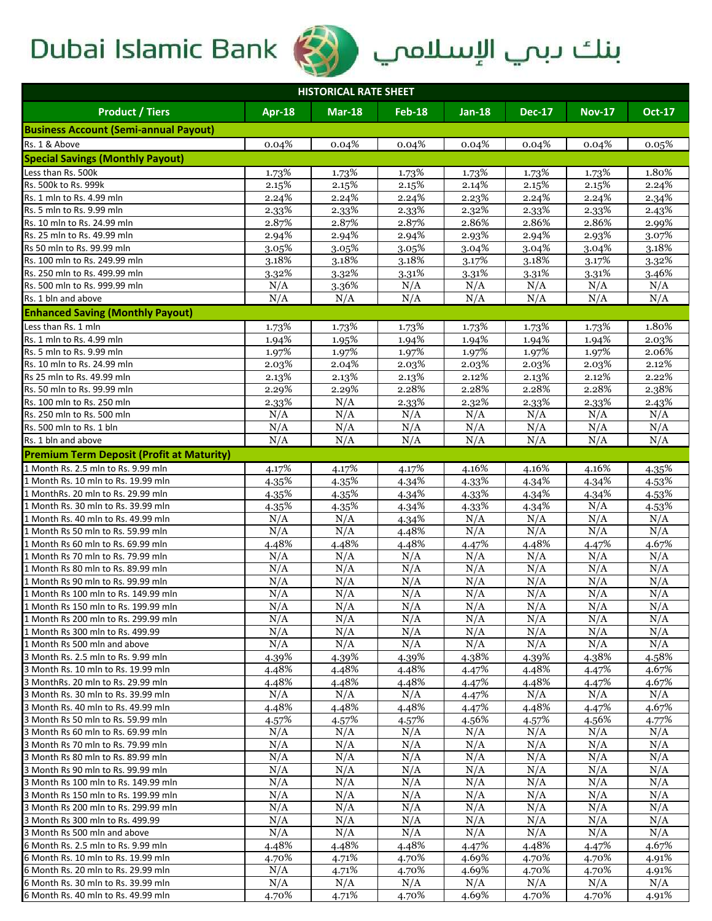# Dubai Islamic Bank بنك دبي الإسلامي

| HISTORICAL RATE SHEET | | | | | | | |
|---|---|---|---|---|---|---|---|
| **Product / Tiers** | **Apr-18** | **Mar-18** | **Feb-18** | **Jan-18** | **Dec-17** | **Nov-17** | **Oct-17** |
| **Business Account (Semi-annual Payout)** | | | | | | | |
| Rs. 1 & Above | 0.04% | 0.04% | 0.04% | 0.04% | 0.04% | 0.04% | 0.05% |
| **Special Savings (Monthly Payout)** | | | | | | | |
| Less than Rs. 500k | 1.73% | 1.73% | 1.73% | 1.73% | 1.73% | 1.73% | 1.80% |
| Rs. 500k to Rs. 999k | 2.15% | 2.15% | 2.15% | 2.14% | 2.15% | 2.15% | 2.24% |
| Rs. 1 mln to Rs. 4.99 mln | 2.24% | 2.24% | 2.24% | 2.23% | 2.24% | 2.24% | 2.34% |
| Rs. 5 mln to Rs. 9.99 mln | 2.33% | 2.33% | 2.33% | 2.32% | 2.33% | 2.33% | 2.43% |
| Rs. 10 mln to Rs. 24.99 mln | 2.87% | 2.87% | 2.87% | 2.86% | 2.86% | 2.86% | 2.99% |
| Rs. 25 mln to Rs. 49.99 mln | 2.94% | 2.94% | 2.94% | 2.93% | 2.94% | 2.93% | 3.07% |
| Rs 50 mln to Rs. 99.99 mln | 3.05% | 3.05% | 3.05% | 3.04% | 3.04% | 3.04% | 3.18% |
| Rs. 100 mln to Rs. 249.99 mln | 3.18% | 3.18% | 3.18% | 3.17% | 3.18% | 3.17% | 3.32% |
| Rs. 250 mln to Rs. 499.99 mln | 3.32% | 3.32% | 3.31% | 3.31% | 3.31% | 3.31% | 3.46% |
| Rs. 500 mln to Rs. 999.99 mln | N/A | 3.36% | N/A | N/A | N/A | N/A | N/A |
| Rs. 1 bln and above | N/A | N/A | N/A | N/A | N/A | N/A | N/A |
| **Enhanced Saving (Monthly Payout)** | | | | | | | |
| Less than Rs. 1 mln | 1.73% | 1.73% | 1.73% | 1.73% | 1.73% | 1.73% | 1.80% |
| Rs. 1 mln to Rs. 4.99 mln | 1.94% | 1.95% | 1.94% | 1.94% | 1.94% | 1.94% | 2.03% |
| Rs. 5 mln to Rs. 9.99 mln | 1.97% | 1.97% | 1.97% | 1.97% | 1.97% | 1.97% | 2.06% |
| Rs. 10 mln to Rs. 24.99 mln | 2.03% | 2.04% | 2.03% | 2.03% | 2.03% | 2.03% | 2.12% |
| Rs 25 mln to Rs. 49.99 mln | 2.13% | 2.13% | 2.13% | 2.12% | 2.13% | 2.12% | 2.22% |
| Rs. 50 mln to Rs. 99.99 mln | 2.29% | 2.29% | 2.28% | 2.28% | 2.28% | 2.28% | 2.38% |
| Rs. 100 mln to Rs. 250 mln | 2.33% | N/A | 2.33% | 2.32% | 2.33% | 2.33% | 2.43% |
| Rs. 250 mln to Rs. 500 mln | N/A | N/A | N/A | N/A | N/A | N/A | N/A |
| Rs. 500 mln to Rs. 1 bln | N/A | N/A | N/A | N/A | N/A | N/A | N/A |
| Rs. 1 bln and above | N/A | N/A | N/A | N/A | N/A | N/A | N/A |
| **Premium Term Deposit (Profit at Maturity)** | | | | | | | |
| 1 Month Rs. 2.5 mln to Rs. 9.99 mln | 4.17% | 4.17% | 4.17% | 4.16% | 4.16% | 4.16% | 4.35% |
| 1 Month Rs. 10 mln to Rs. 19.99 mln | 4.35% | 4.35% | 4.34% | 4.33% | 4.34% | 4.34% | 4.53% |
| 1 MonthRs. 20 mln to Rs. 29.99 mln | 4.35% | 4.35% | 4.34% | 4.33% | 4.34% | 4.34% | 4.53% |
| 1 Month Rs. 30 mln to Rs. 39.99 mln | 4.35% | 4.35% | 4.34% | 4.33% | 4.34% | N/A | 4.53% |
| 1 Month Rs. 40 mln to Rs. 49.99 mln | N/A | N/A | 4.34% | N/A | N/A | N/A | N/A |
| 1 Month Rs 50 mln to Rs. 59.99 mln | N/A | N/A | 4.48% | N/A | N/A | N/A | N/A |
| 1 Month Rs 60 mln to Rs. 69.99 mln | 4.48% | 4.48% | 4.48% | 4.47% | 4.48% | 4.47% | 4.67% |
| 1 Month Rs 70 mln to Rs. 79.99 mln | N/A | N/A | N/A | N/A | N/A | N/A | N/A |
| 1 Month Rs 80 mln to Rs. 89.99 mln | N/A | N/A | N/A | N/A | N/A | N/A | N/A |
| 1 Month Rs 90 mln to Rs. 99.99 mln | N/A | N/A | N/A | N/A | N/A | N/A | N/A |
| 1 Month Rs 100 mln to Rs. 149.99 mln | N/A | N/A | N/A | N/A | N/A | N/A | N/A |
| 1 Month Rs 150 mln to Rs. 199.99 mln | N/A | N/A | N/A | N/A | N/A | N/A | N/A |
| 1 Month Rs 200 mln to Rs. 299.99 mln | N/A | N/A | N/A | N/A | N/A | N/A | N/A |
| 1 Month Rs 300 mln to Rs. 499.99 | N/A | N/A | N/A | N/A | N/A | N/A | N/A |
| 1 Month Rs 500 mln and above | N/A | N/A | N/A | N/A | N/A | N/A | N/A |
| 3 Month Rs. 2.5 mln to Rs. 9.99 mln | 4.39% | 4.39% | 4.39% | 4.38% | 4.39% | 4.38% | 4.58% |
| 3 Month Rs. 10 mln to Rs. 19.99 mln | 4.48% | 4.48% | 4.48% | 4.47% | 4.48% | 4.47% | 4.67% |
| 3 MonthRs. 20 mln to Rs. 29.99 mln | 4.48% | 4.48% | 4.48% | 4.47% | 4.48% | 4.47% | 4.67% |
| 3 Month Rs. 30 mln to Rs. 39.99 mln | N/A | N/A | N/A | 4.47% | N/A | N/A | N/A |
| 3 Month Rs. 40 mln to Rs. 49.99 mln | 4.48% | 4.48% | 4.48% | 4.47% | 4.48% | 4.47% | 4.67% |
| 3 Month Rs 50 mln to Rs. 59.99 mln | 4.57% | 4.57% | 4.57% | 4.56% | 4.57% | 4.56% | 4.77% |
| 3 Month Rs 60 mln to Rs. 69.99 mln | N/A | N/A | N/A | N/A | N/A | N/A | N/A |
| 3 Month Rs 70 mln to Rs. 79.99 mln | N/A | N/A | N/A | N/A | N/A | N/A | N/A |
| 3 Month Rs 80 mln to Rs. 89.99 mln | N/A | N/A | N/A | N/A | N/A | N/A | N/A |
| 3 Month Rs 90 mln to Rs. 99.99 mln | N/A | N/A | N/A | N/A | N/A | N/A | N/A |
| 3 Month Rs 100 mln to Rs. 149.99 mln | N/A | N/A | N/A | N/A | N/A | N/A | N/A |
| 3 Month Rs 150 mln to Rs. 199.99 mln | N/A | N/A | N/A | N/A | N/A | N/A | N/A |
| 3 Month Rs 200 mln to Rs. 299.99 mln | N/A | N/A | N/A | N/A | N/A | N/A | N/A |
| 3 Month Rs 300 mln to Rs. 499.99 | N/A | N/A | N/A | N/A | N/A | N/A | N/A |
| 3 Month Rs 500 mln and above | N/A | N/A | N/A | N/A | N/A | N/A | N/A |
| 6 Month Rs. 2.5 mln to Rs. 9.99 mln | 4.48% | 4.48% | 4.48% | 4.47% | 4.48% | 4.47% | 4.67% |
| 6 Month Rs. 10 mln to Rs. 19.99 mln | 4.70% | 4.71% | 4.70% | 4.69% | 4.70% | 4.70% | 4.91% |
| 6 Month Rs. 20 mln to Rs. 29.99 mln | N/A | 4.71% | 4.70% | 4.69% | 4.70% | 4.70% | 4.91% |
| 6 Month Rs. 30 mln to Rs. 39.99 mln | N/A | N/A | N/A | N/A | N/A | N/A | N/A |
| 6 Month Rs. 40 mln to Rs. 49.99 mln | 4.70% | 4.71% | 4.70% | 4.69% | 4.70% | 4.70% | 4.91% |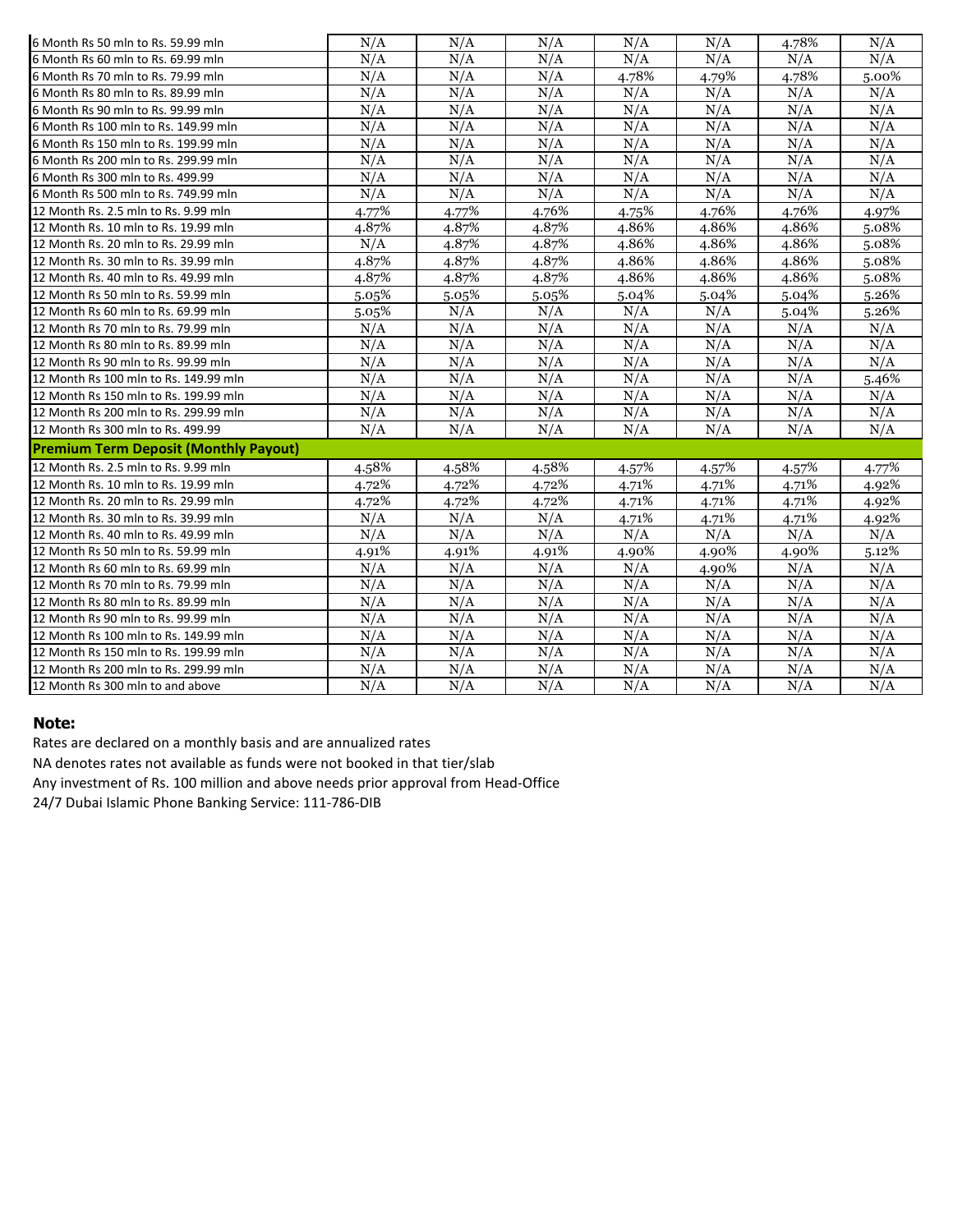| | | | | | | | |
|---|---|---|---|---|---|---|---|
| 6 Month Rs 50 mln to Rs. 59.99 mln | N/A | N/A | N/A | N/A | N/A | 4.78% | N/A |
| 6 Month Rs 60 mln to Rs. 69.99 mln | N/A | N/A | N/A | N/A | N/A | N/A | N/A |
| 6 Month Rs 70 mln to Rs. 79.99 mln | N/A | N/A | N/A | 4.78% | 4.79% | 4.78% | 5.00% |
| 6 Month Rs 80 mln to Rs. 89.99 mln | N/A | N/A | N/A | N/A | N/A | N/A | N/A |
| 6 Month Rs 90 mln to Rs. 99.99 mln | N/A | N/A | N/A | N/A | N/A | N/A | N/A |
| 6 Month Rs 100 mln to Rs. 149.99 mln | N/A | N/A | N/A | N/A | N/A | N/A | N/A |
| 6 Month Rs 150 mln to Rs. 199.99 mln | N/A | N/A | N/A | N/A | N/A | N/A | N/A |
| 6 Month Rs 200 mln to Rs. 299.99 mln | N/A | N/A | N/A | N/A | N/A | N/A | N/A |
| 6 Month Rs 300 mln to Rs. 499.99 | N/A | N/A | N/A | N/A | N/A | N/A | N/A |
| 6 Month Rs 500 mln to Rs. 749.99 mln | N/A | N/A | N/A | N/A | N/A | N/A | N/A |
| 12 Month Rs. 2.5 mln to Rs. 9.99 mln | 4.77% | 4.77% | 4.76% | 4.75% | 4.76% | 4.76% | 4.97% |
| 12 Month Rs. 10 mln to Rs. 19.99 mln | 4.87% | 4.87% | 4.87% | 4.86% | 4.86% | 4.86% | 5.08% |
| 12 Month Rs. 20 mln to Rs. 29.99 mln | N/A | 4.87% | 4.87% | 4.86% | 4.86% | 4.86% | 5.08% |
| 12 Month Rs. 30 mln to Rs. 39.99 mln | 4.87% | 4.87% | 4.87% | 4.86% | 4.86% | 4.86% | 5.08% |
| 12 Month Rs. 40 mln to Rs. 49.99 mln | 4.87% | 4.87% | 4.87% | 4.86% | 4.86% | 4.86% | 5.08% |
| 12 Month Rs 50 mln to Rs. 59.99 mln | 5.05% | 5.05% | 5.05% | 5.04% | 5.04% | 5.04% | 5.26% |
| 12 Month Rs 60 mln to Rs. 69.99 mln | 5.05% | N/A | N/A | N/A | N/A | 5.04% | 5.26% |
| 12 Month Rs 70 mln to Rs. 79.99 mln | N/A | N/A | N/A | N/A | N/A | N/A | N/A |
| 12 Month Rs 80 mln to Rs. 89.99 mln | N/A | N/A | N/A | N/A | N/A | N/A | N/A |
| 12 Month Rs 90 mln to Rs. 99.99 mln | N/A | N/A | N/A | N/A | N/A | N/A | N/A |
| 12 Month Rs 100 mln to Rs. 149.99 mln | N/A | N/A | N/A | N/A | N/A | N/A | 5.46% |
| 12 Month Rs 150 mln to Rs. 199.99 mln | N/A | N/A | N/A | N/A | N/A | N/A | N/A |
| 12 Month Rs 200 mln to Rs. 299.99 mln | N/A | N/A | N/A | N/A | N/A | N/A | N/A |
| 12 Month Rs 300 mln to Rs. 499.99 | N/A | N/A | N/A | N/A | N/A | N/A | N/A |
| **Premium Term Deposit (Monthly Payout)** | | | | | | | |
| 12 Month Rs. 2.5 mln to Rs. 9.99 mln | 4.58% | 4.58% | 4.58% | 4.57% | 4.57% | 4.57% | 4.77% |
| 12 Month Rs. 10 mln to Rs. 19.99 mln | 4.72% | 4.72% | 4.72% | 4.71% | 4.71% | 4.71% | 4.92% |
| 12 Month Rs. 20 mln to Rs. 29.99 mln | 4.72% | 4.72% | 4.72% | 4.71% | 4.71% | 4.71% | 4.92% |
| 12 Month Rs. 30 mln to Rs. 39.99 mln | N/A | N/A | N/A | 4.71% | 4.71% | 4.71% | 4.92% |
| 12 Month Rs. 40 mln to Rs. 49.99 mln | N/A | N/A | N/A | N/A | N/A | N/A | N/A |
| 12 Month Rs 50 mln to Rs. 59.99 mln | 4.91% | 4.91% | 4.91% | 4.90% | 4.90% | 4.90% | 5.12% |
| 12 Month Rs 60 mln to Rs. 69.99 mln | N/A | N/A | N/A | N/A | 4.90% | N/A | N/A |
| 12 Month Rs 70 mln to Rs. 79.99 mln | N/A | N/A | N/A | N/A | N/A | N/A | N/A |
| 12 Month Rs 80 mln to Rs. 89.99 mln | N/A | N/A | N/A | N/A | N/A | N/A | N/A |
| 12 Month Rs 90 mln to Rs. 99.99 mln | N/A | N/A | N/A | N/A | N/A | N/A | N/A |
| 12 Month Rs 100 mln to Rs. 149.99 mln | N/A | N/A | N/A | N/A | N/A | N/A | N/A |
| 12 Month Rs 150 mln to Rs. 199.99 mln | N/A | N/A | N/A | N/A | N/A | N/A | N/A |
| 12 Month Rs 200 mln to Rs. 299.99 mln | N/A | N/A | N/A | N/A | N/A | N/A | N/A |
| 12 Month Rs 300 mln to and above | N/A | N/A | N/A | N/A | N/A | N/A | N/A |

**Note:**

Rates are declared on a monthly basis and are annualized rates

NA denotes rates not available as funds were not booked in that tier/slab

Any investment of Rs. 100 million and above needs prior approval from Head-Office

24/7 Dubai Islamic Phone Banking Service: 111-786-DIB